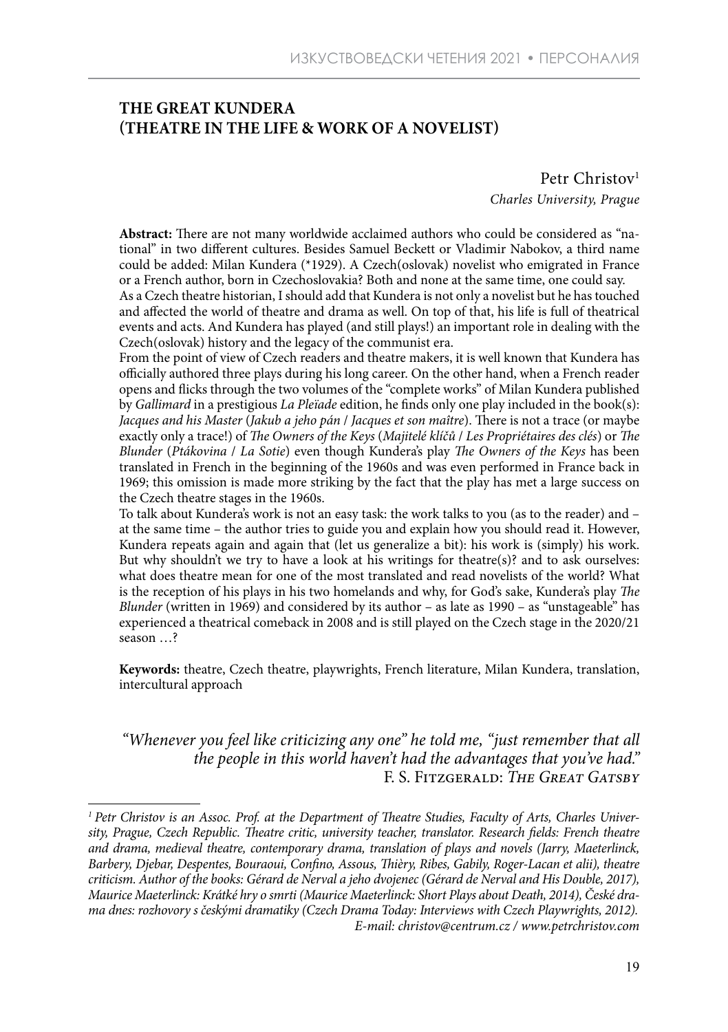## THE GREAT KUNDERA (THEATRE IN THE LIFE & WORK OF A NOVELIST)

Petr Christov[1]

*Charles University, Prague*

**Abstract:** There are not many worldwide acclaimed authors who could be considered as "national" in two different cultures. Besides Samuel Beckett or Vladimir Nabokov, a third name could be added: Milan Kundera (*1929). A Czech(oslovak) novelist who emigrated in France or a French author, born in Czechoslovakia? Both and none at the same time, one could say.

As a Czech theatre historian, I should add that Kundera is not only a novelist but he has touched and affected the world of theatre and drama as well. On top of that, his life is full of theatrical events and acts. And Kundera has played (and still plays!) an important role in dealing with the Czech(oslovak) history and the legacy of the communist era.

From the point of view of Czech readers and theatre makers, it is well known that Kundera has officially authored three plays during his long career. On the other hand, when a French reader opens and flicks through the two volumes of the "complete works" of Milan Kundera published by *Gallimard* in a prestigious *La Pleïade* edition, he finds only one play included in the book(s): *Jacques and his Master* (*Jakub a jeho pán* / *Jacques et son maître*). There is not a trace (or maybe exactly only a trace!) of *The Owners of the Keys* (*Majitelé klíčů* / *Les Propriétaires des clés*) or *The Blunder* (*Ptákovina* / *La Sotie*) even though Kundera's play *The Owners of the Keys* has been translated in French in the beginning of the 1960s and was even performed in France back in 1969; this omission is made more striking by the fact that the play has met a large success on the Czech theatre stages in the 1960s.

To talk about Kundera's work is not an easy task: the work talks to you (as to the reader) and – at the same time – the author tries to guide you and explain how you should read it. However, Kundera repeats again and again that (let us generalize a bit): his work is (simply) his work. But why shouldn't we try to have a look at his writings for theatre(s)? and to ask ourselves: what does theatre mean for one of the most translated and read novelists of the world? What is the reception of his plays in his two homelands and why, for God's sake, Kundera's play *The Blunder* (written in 1969) and considered by its author – as late as 1990 – as "unstageable" has experienced a theatrical comeback in 2008 and is still played on the Czech stage in the 2020/21 season …?

**Keywords:** theatre, Czech theatre, playwrights, French literature, Milan Kundera, translation, intercultural approach

> *"Whenever you feel like criticizing any one" he told me, "just remember that all the people in this world haven't had the advantages that you've had."*
> F. S. Fitzgerald: *The Great Gatsby*

---

[1] *Petr Christov is an Assoc. Prof. at the Department of Theatre Studies, Faculty of Arts, Charles University, Prague, Czech Republic. Theatre critic, university teacher, translator. Research fields: French theatre and drama, medieval theatre, contemporary drama, translation of plays and novels (Jarry, Maeterlinck, Barbery, Djebar, Despentes, Bouraoui, Confino, Assous, Thièry, Ribes, Gabily, Roger-Lacan et alii), theatre criticism. Author of the books: Gérard de Nerval a jeho dvojenec (Gérard de Nerval and His Double, 2017), Maurice Maeterlinck: Krátké hry o smrti (Maurice Maeterlinck: Short Plays about Death, 2014), České drama dnes: rozhovory s českými dramatiky (Czech Drama Today: Interviews with Czech Playwrights, 2012). E-mail: christov@centrum.cz / www.petrchristov.com*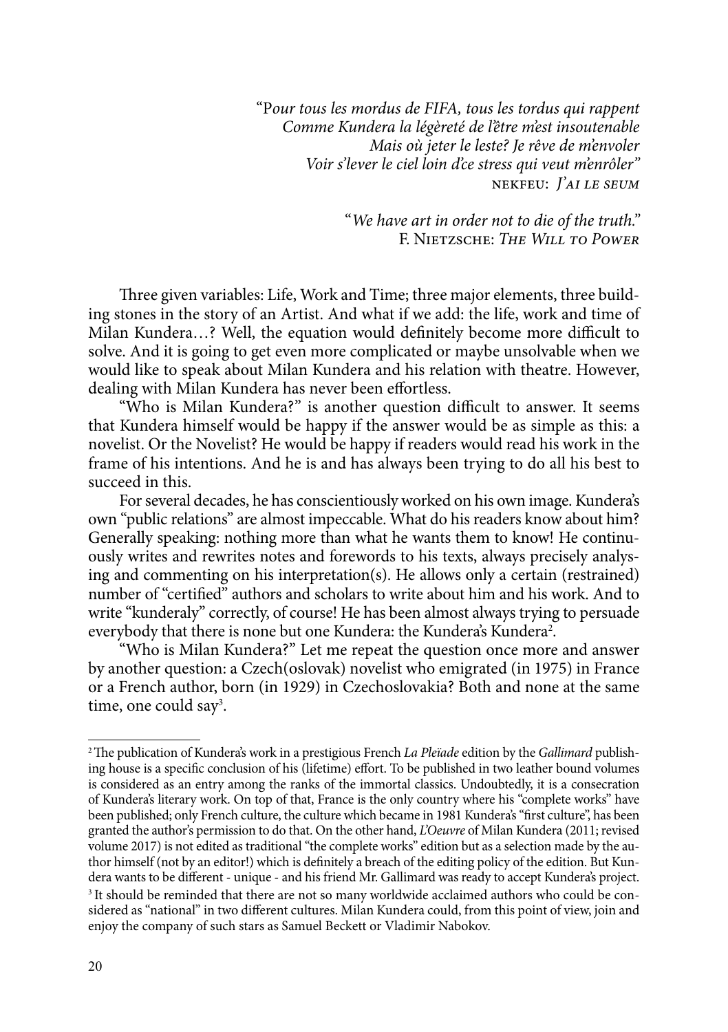"P*our tous les mordus de FIFA, tous les tordus qui rappent*
*Comme Kundera la légèreté de l'être m'est insoutenable*
*Mais où jeter le leste? Je rêve de m'envoler*
*Voir s'lever le ciel loin d'ce stress qui veut m'enrôler*"
NEKFEU: *J'AI LE SEUM*

"*We have art in order not to die of the truth.*"
F. NIETZSCHE: *THE WILL TO POWER*

Three given variables: Life, Work and Time; three major elements, three building stones in the story of an Artist. And what if we add: the life, work and time of Milan Kundera…? Well, the equation would definitely become more difficult to solve. And it is going to get even more complicated or maybe unsolvable when we would like to speak about Milan Kundera and his relation with theatre. However, dealing with Milan Kundera has never been effortless.

"Who is Milan Kundera?" is another question difficult to answer. It seems that Kundera himself would be happy if the answer would be as simple as this: a novelist. Or the Novelist? He would be happy if readers would read his work in the frame of his intentions. And he is and has always been trying to do all his best to succeed in this.

For several decades, he has conscientiously worked on his own image. Kundera's own "public relations" are almost impeccable. What do his readers know about him? Generally speaking: nothing more than what he wants them to know! He continuously writes and rewrites notes and forewords to his texts, always precisely analysing and commenting on his interpretation(s). He allows only a certain (restrained) number of "certified" authors and scholars to write about him and his work. And to write "kunderaly" correctly, of course! He has been almost always trying to persuade everybody that there is none but one Kundera: the Kundera's Kundera[2].

"Who is Milan Kundera?" Let me repeat the question once more and answer by another question: a Czech(oslovak) novelist who emigrated (in 1975) in France or a French author, born (in 1929) in Czechoslovakia? Both and none at the same time, one could say[3].

---

[2] The publication of Kundera's work in a prestigious French *La Pleïade* edition by the *Gallimard* publishing house is a specific conclusion of his (lifetime) effort. To be published in two leather bound volumes is considered as an entry among the ranks of the immortal classics. Undoubtedly, it is a consecration of Kundera's literary work. On top of that, France is the only country where his "complete works" have been published; only French culture, the culture which became in 1981 Kundera's "first culture", has been granted the author's permission to do that. On the other hand, *L'Oeuvre* of Milan Kundera (2011; revised volume 2017) is not edited as traditional "the complete works" edition but as a selection made by the author himself (not by an editor!) which is definitely a breach of the editing policy of the edition. But Kundera wants to be different - unique - and his friend Mr. Gallimard was ready to accept Kundera's project.

[3] It should be reminded that there are not so many worldwide acclaimed authors who could be considered as "national" in two different cultures. Milan Kundera could, from this point of view, join and enjoy the company of such stars as Samuel Beckett or Vladimir Nabokov.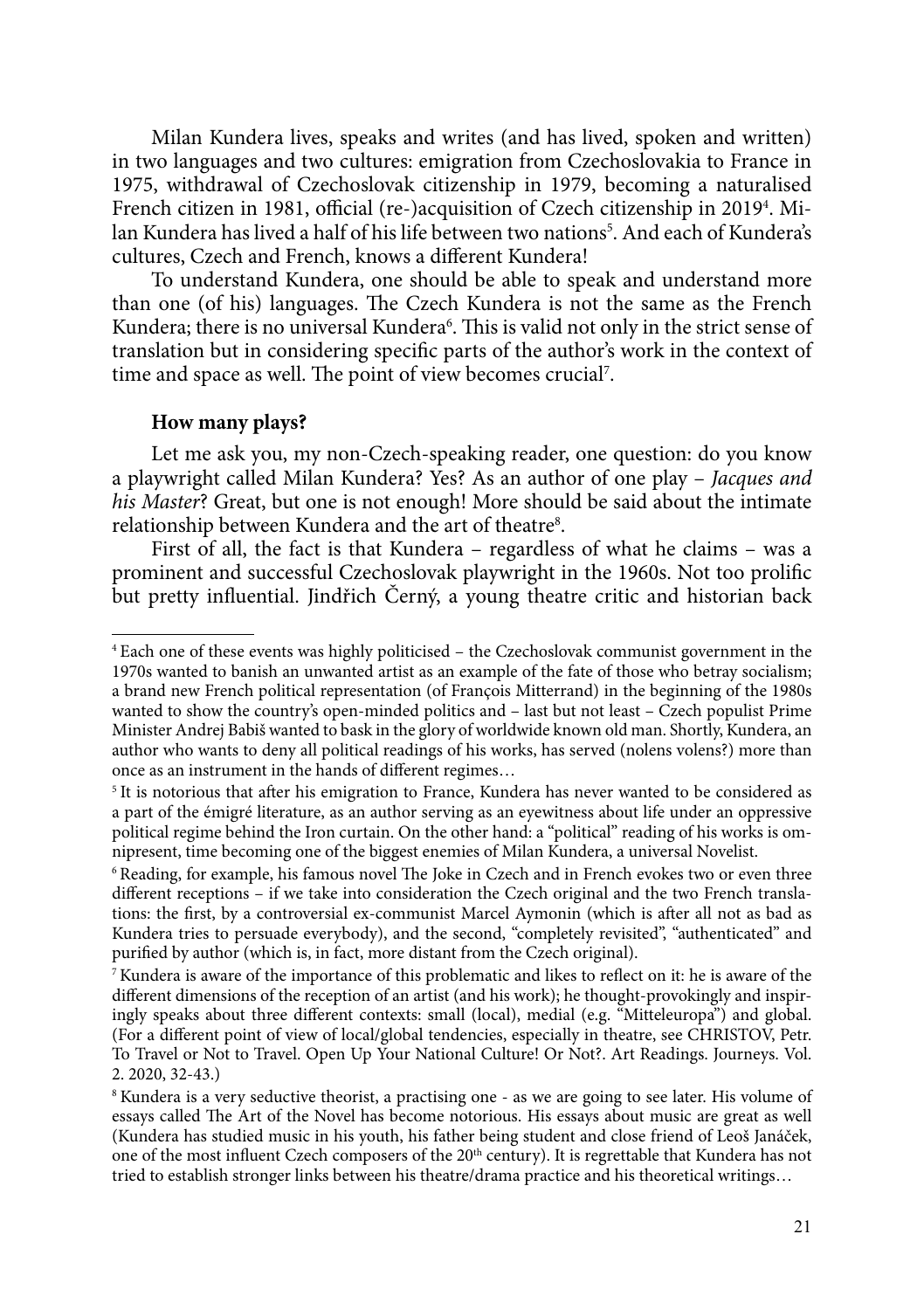Milan Kundera lives, speaks and writes (and has lived, spoken and written) in two languages and two cultures: emigration from Czechoslovakia to France in 1975, withdrawal of Czechoslovak citizenship in 1979, becoming a naturalised French citizen in 1981, official (re-)acquisition of Czech citizenship in 2019[4]. Milan Kundera has lived a half of his life between two nations[5]. And each of Kundera's cultures, Czech and French, knows a different Kundera!

To understand Kundera, one should be able to speak and understand more than one (of his) languages. The Czech Kundera is not the same as the French Kundera; there is no universal Kundera[6]. This is valid not only in the strict sense of translation but in considering specific parts of the author's work in the context of time and space as well. The point of view becomes crucial[7].

**How many plays?**

Let me ask you, my non-Czech-speaking reader, one question: do you know a playwright called Milan Kundera? Yes? As an author of one play – *Jacques and his Master*? Great, but one is not enough! More should be said about the intimate relationship between Kundera and the art of theatre[8].

First of all, the fact is that Kundera – regardless of what he claims – was a prominent and successful Czechoslovak playwright in the 1960s. Not too prolific but pretty influential. Jindřich Černý, a young theatre critic and historian back

---

[4] Each one of these events was highly politicised – the Czechoslovak communist government in the 1970s wanted to banish an unwanted artist as an example of the fate of those who betray socialism; a brand new French political representation (of François Mitterrand) in the beginning of the 1980s wanted to show the country's open-minded politics and – last but not least – Czech populist Prime Minister Andrej Babiš wanted to bask in the glory of worldwide known old man. Shortly, Kundera, an author who wants to deny all political readings of his works, has served (nolens volens?) more than once as an instrument in the hands of different regimes…

[5] It is notorious that after his emigration to France, Kundera has never wanted to be considered as a part of the émigré literature, as an author serving as an eyewitness about life under an oppressive political regime behind the Iron curtain. On the other hand: a "political" reading of his works is omnipresent, time becoming one of the biggest enemies of Milan Kundera, a universal Novelist.

[6] Reading, for example, his famous novel The Joke in Czech and in French evokes two or even three different receptions – if we take into consideration the Czech original and the two French translations: the first, by a controversial ex-communist Marcel Aymonin (which is after all not as bad as Kundera tries to persuade everybody), and the second, "completely revisited", "authenticated" and purified by author (which is, in fact, more distant from the Czech original).

[7] Kundera is aware of the importance of this problematic and likes to reflect on it: he is aware of the different dimensions of the reception of an artist (and his work); he thought-provokingly and inspiringly speaks about three different contexts: small (local), medial (e.g. "Mitteleuropa") and global. (For a different point of view of local/global tendencies, especially in theatre, see CHRISTOV, Petr. To Travel or Not to Travel. Open Up Your National Culture! Or Not?. Art Readings. Journeys. Vol. 2. 2020, 32-43.)

[8] Kundera is a very seductive theorist, a practising one - as we are going to see later. His volume of essays called The Art of the Novel has become notorious. His essays about music are great as well (Kundera has studied music in his youth, his father being student and close friend of Leoš Janáček, one of the most influent Czech composers of the 20th century). It is regrettable that Kundera has not tried to establish stronger links between his theatre/drama practice and his theoretical writings…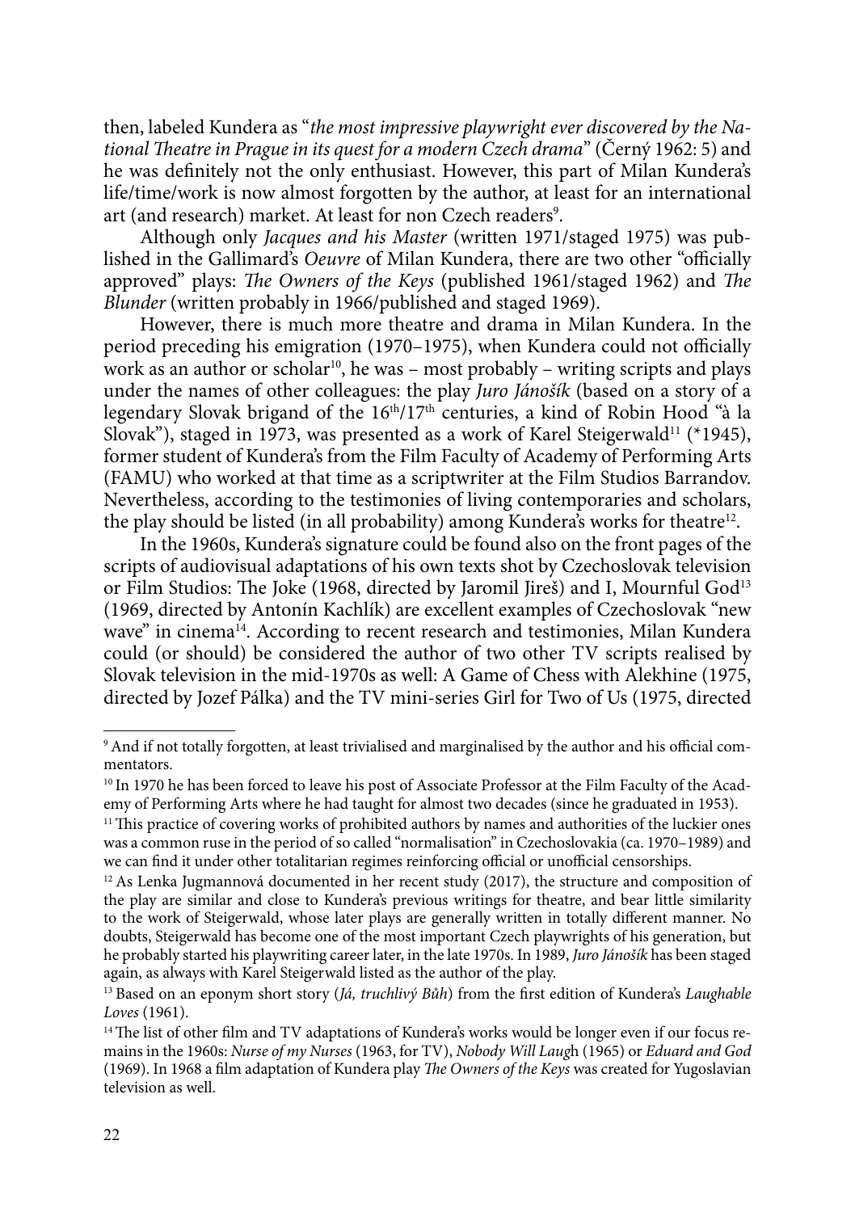then, labeled Kundera as "*the most impressive playwright ever discovered by the National Theatre in Prague in its quest for a modern Czech drama*" (Černý 1962: 5) and he was definitely not the only enthusiast. However, this part of Milan Kundera's life/time/work is now almost forgotten by the author, at least for an international art (and research) market. At least for non Czech readers[9].

Although only *Jacques and his Master* (written 1971/staged 1975) was published in the Gallimard's *Oeuvre* of Milan Kundera, there are two other "officially approved" plays: *The Owners of the Keys* (published 1961/staged 1962) and *The Blunder* (written probably in 1966/published and staged 1969).

However, there is much more theatre and drama in Milan Kundera. In the period preceding his emigration (1970–1975), when Kundera could not officially work as an author or scholar[10], he was – most probably – writing scripts and plays under the names of other colleagues: the play *Juro Jánošík* (based on a story of a legendary Slovak brigand of the 16th/17th centuries, a kind of Robin Hood "à la Slovak"), staged in 1973, was presented as a work of Karel Steigerwald[11] (*1945), former student of Kundera's from the Film Faculty of Academy of Performing Arts (FAMU) who worked at that time as a scriptwriter at the Film Studios Barrandov. Nevertheless, according to the testimonies of living contemporaries and scholars, the play should be listed (in all probability) among Kundera's works for theatre[12].

In the 1960s, Kundera's signature could be found also on the front pages of the scripts of audiovisual adaptations of his own texts shot by Czechoslovak television or Film Studios: The Joke (1968, directed by Jaromil Jireš) and I, Mournful God[13] (1969, directed by Antonín Kachlík) are excellent examples of Czechoslovak "new wave" in cinema[14]. According to recent research and testimonies, Milan Kundera could (or should) be considered the author of two other TV scripts realised by Slovak television in the mid-1970s as well: A Game of Chess with Alekhine (1975, directed by Jozef Pálka) and the TV mini-series Girl for Two of Us (1975, directed

---

[9] And if not totally forgotten, at least trivialised and marginalised by the author and his official commentators.

[10] In 1970 he has been forced to leave his post of Associate Professor at the Film Faculty of the Academy of Performing Arts where he had taught for almost two decades (since he graduated in 1953).

[11] This practice of covering works of prohibited authors by names and authorities of the luckier ones was a common ruse in the period of so called "normalisation" in Czechoslovakia (ca. 1970–1989) and we can find it under other totalitarian regimes reinforcing official or unofficial censorships.

[12] As Lenka Jugmannová documented in her recent study (2017), the structure and composition of the play are similar and close to Kundera's previous writings for theatre, and bear little similarity to the work of Steigerwald, whose later plays are generally written in totally different manner. No doubts, Steigerwald has become one of the most important Czech playwrights of his generation, but he probably started his playwriting career later, in the late 1970s. In 1989, *Juro Jánošík* has been staged again, as always with Karel Steigerwald listed as the author of the play.

[13] Based on an eponym short story (*Já, truchlivý Bůh*) from the first edition of Kundera's *Laughable Loves* (1961).

[14] The list of other film and TV adaptations of Kundera's works would be longer even if our focus remains in the 1960s: *Nurse of my Nurses* (1963, for TV), *Nobody Will Laugh* (1965) or *Eduard and God* (1969). In 1968 a film adaptation of Kundera play *The Owners of the Keys* was created for Yugoslavian television as well.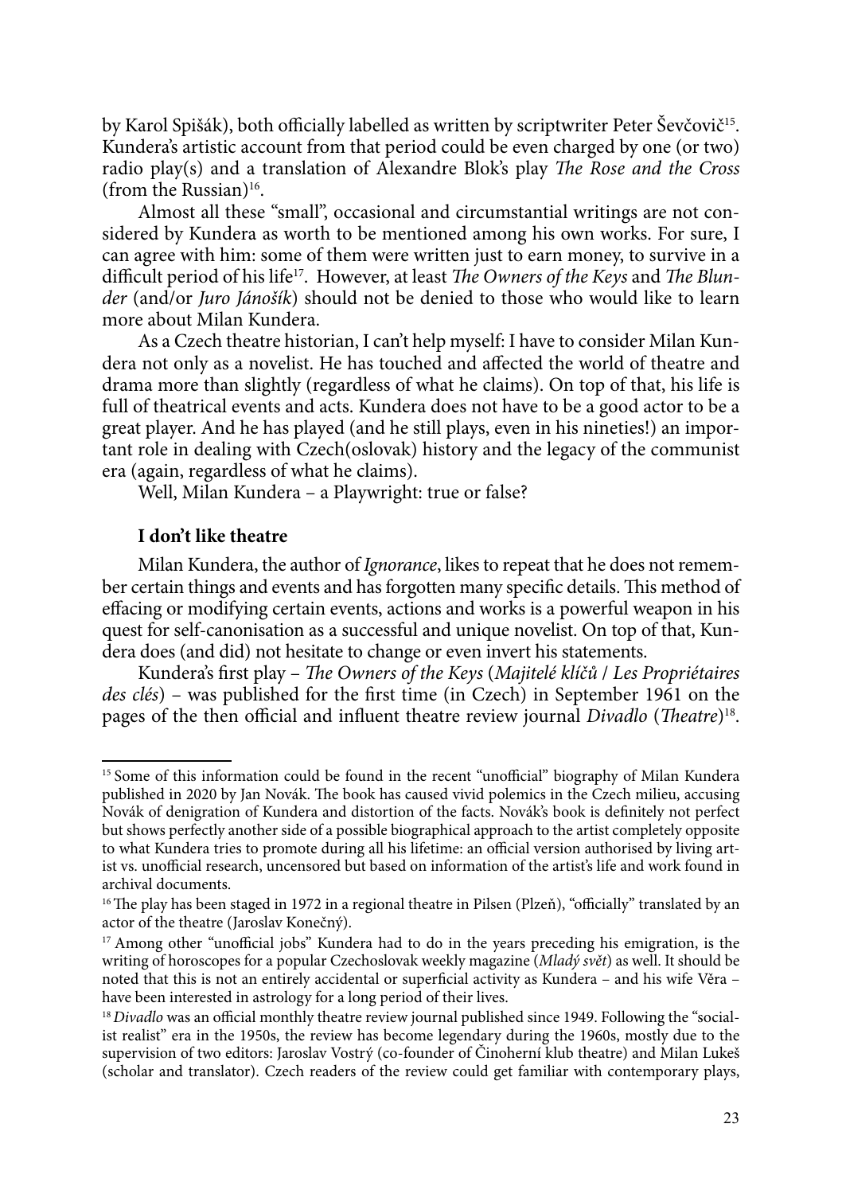by Karol Spišák), both officially labelled as written by scriptwriter Peter Ševčovič[15]. Kundera's artistic account from that period could be even charged by one (or two) radio play(s) and a translation of Alexandre Blok's play *The Rose and the Cross* (from the Russian)[16].

Almost all these "small", occasional and circumstantial writings are not considered by Kundera as worth to be mentioned among his own works. For sure, I can agree with him: some of them were written just to earn money, to survive in a difficult period of his life[17]. However, at least *The Owners of the Keys* and *The Blunder* (and/or *Juro Jánošík*) should not be denied to those who would like to learn more about Milan Kundera.

As a Czech theatre historian, I can't help myself: I have to consider Milan Kundera not only as a novelist. He has touched and affected the world of theatre and drama more than slightly (regardless of what he claims). On top of that, his life is full of theatrical events and acts. Kundera does not have to be a good actor to be a great player. And he has played (and he still plays, even in his nineties!) an important role in dealing with Czech(oslovak) history and the legacy of the communist era (again, regardless of what he claims).

Well, Milan Kundera – a Playwright: true or false?

**I don't like theatre**

Milan Kundera, the author of *Ignorance*, likes to repeat that he does not remember certain things and events and has forgotten many specific details. This method of effacing or modifying certain events, actions and works is a powerful weapon in his quest for self-canonisation as a successful and unique novelist. On top of that, Kundera does (and did) not hesitate to change or even invert his statements.

Kundera's first play – *The Owners of the Keys* (*Majitelé klíčů* / *Les Propriétaires des clés*) – was published for the first time (in Czech) in September 1961 on the pages of the then official and influent theatre review journal *Divadlo* (*Theatre*)[18].

---

[15] Some of this information could be found in the recent "unofficial" biography of Milan Kundera published in 2020 by Jan Novák. The book has caused vivid polemics in the Czech milieu, accusing Novák of denigration of Kundera and distortion of the facts. Novák's book is definitely not perfect but shows perfectly another side of a possible biographical approach to the artist completely opposite to what Kundera tries to promote during all his lifetime: an official version authorised by living artist vs. unofficial research, uncensored but based on information of the artist's life and work found in archival documents.

[16] The play has been staged in 1972 in a regional theatre in Pilsen (Plzeň), "officially" translated by an actor of the theatre (Jaroslav Konečný).

[17] Among other "unofficial jobs" Kundera had to do in the years preceding his emigration, is the writing of horoscopes for a popular Czechoslovak weekly magazine (*Mladý svět*) as well. It should be noted that this is not an entirely accidental or superficial activity as Kundera – and his wife Věra – have been interested in astrology for a long period of their lives.

[18] *Divadlo* was an official monthly theatre review journal published since 1949. Following the "socialist realist" era in the 1950s, the review has become legendary during the 1960s, mostly due to the supervision of two editors: Jaroslav Vostrý (co-founder of Činoherní klub theatre) and Milan Lukeš (scholar and translator). Czech readers of the review could get familiar with contemporary plays,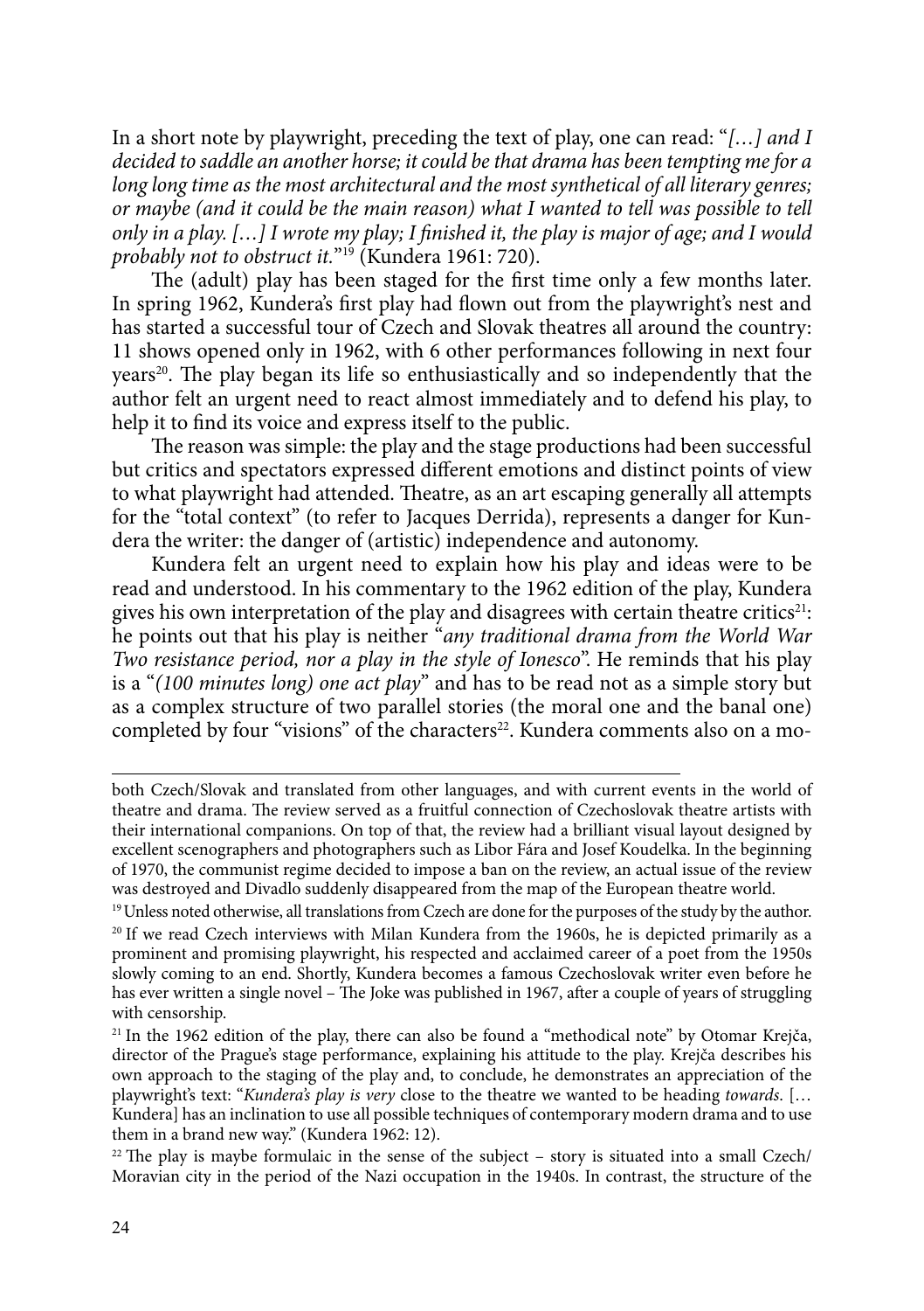In a short note by playwright, preceding the text of play, one can read: "*[…] and I decided to saddle an another horse; it could be that drama has been tempting me for a long long time as the most architectural and the most synthetical of all literary genres; or maybe (and it could be the main reason) what I wanted to tell was possible to tell only in a play. […] I wrote my play; I finished it, the play is major of age; and I would probably not to obstruct it.*"[19] (Kundera 1961: 720).

The (adult) play has been staged for the first time only a few months later. In spring 1962, Kundera's first play had flown out from the playwright's nest and has started a successful tour of Czech and Slovak theatres all around the country: 11 shows opened only in 1962, with 6 other performances following in next four years[20]. The play began its life so enthusiastically and so independently that the author felt an urgent need to react almost immediately and to defend his play, to help it to find its voice and express itself to the public.

The reason was simple: the play and the stage productions had been successful but critics and spectators expressed different emotions and distinct points of view to what playwright had attended. Theatre, as an art escaping generally all attempts for the "total context" (to refer to Jacques Derrida), represents a danger for Kundera the writer: the danger of (artistic) independence and autonomy.

Kundera felt an urgent need to explain how his play and ideas were to be read and understood. In his commentary to the 1962 edition of the play, Kundera gives his own interpretation of the play and disagrees with certain theatre critics[21]: he points out that his play is neither "*any traditional drama from the World War Two resistance period, nor a play in the style of Ionesco*". He reminds that his play is a "*(100 minutes long) one act play*" and has to be read not as a simple story but as a complex structure of two parallel stories (the moral one and the banal one) completed by four "visions" of the characters[22]. Kundera comments also on a mo-

---

both Czech/Slovak and translated from other languages, and with current events in the world of theatre and drama. The review served as a fruitful connection of Czechoslovak theatre artists with their international companions. On top of that, the review had a brilliant visual layout designed by excellent scenographers and photographers such as Libor Fára and Josef Koudelka. In the beginning of 1970, the communist regime decided to impose a ban on the review, an actual issue of the review was destroyed and Divadlo suddenly disappeared from the map of the European theatre world.

[19] Unless noted otherwise, all translations from Czech are done for the purposes of the study by the author.

[20] If we read Czech interviews with Milan Kundera from the 1960s, he is depicted primarily as a prominent and promising playwright, his respected and acclaimed career of a poet from the 1950s slowly coming to an end. Shortly, Kundera becomes a famous Czechoslovak writer even before he has ever written a single novel – The Joke was published in 1967, after a couple of years of struggling with censorship.

[21] In the 1962 edition of the play, there can also be found a "methodical note" by Otomar Krejča, director of the Prague's stage performance, explaining his attitude to the play. Krejča describes his own approach to the staging of the play and, to conclude, he demonstrates an appreciation of the playwright's text: "*Kundera's play is very* close to the theatre we wanted to be heading *towards.* [… Kundera] has an inclination to use all possible techniques of contemporary modern drama and to use them in a brand new way." (Kundera 1962: 12).

[22] The play is maybe formulaic in the sense of the subject – story is situated into a small Czech/Moravian city in the period of the Nazi occupation in the 1940s. In contrast, the structure of the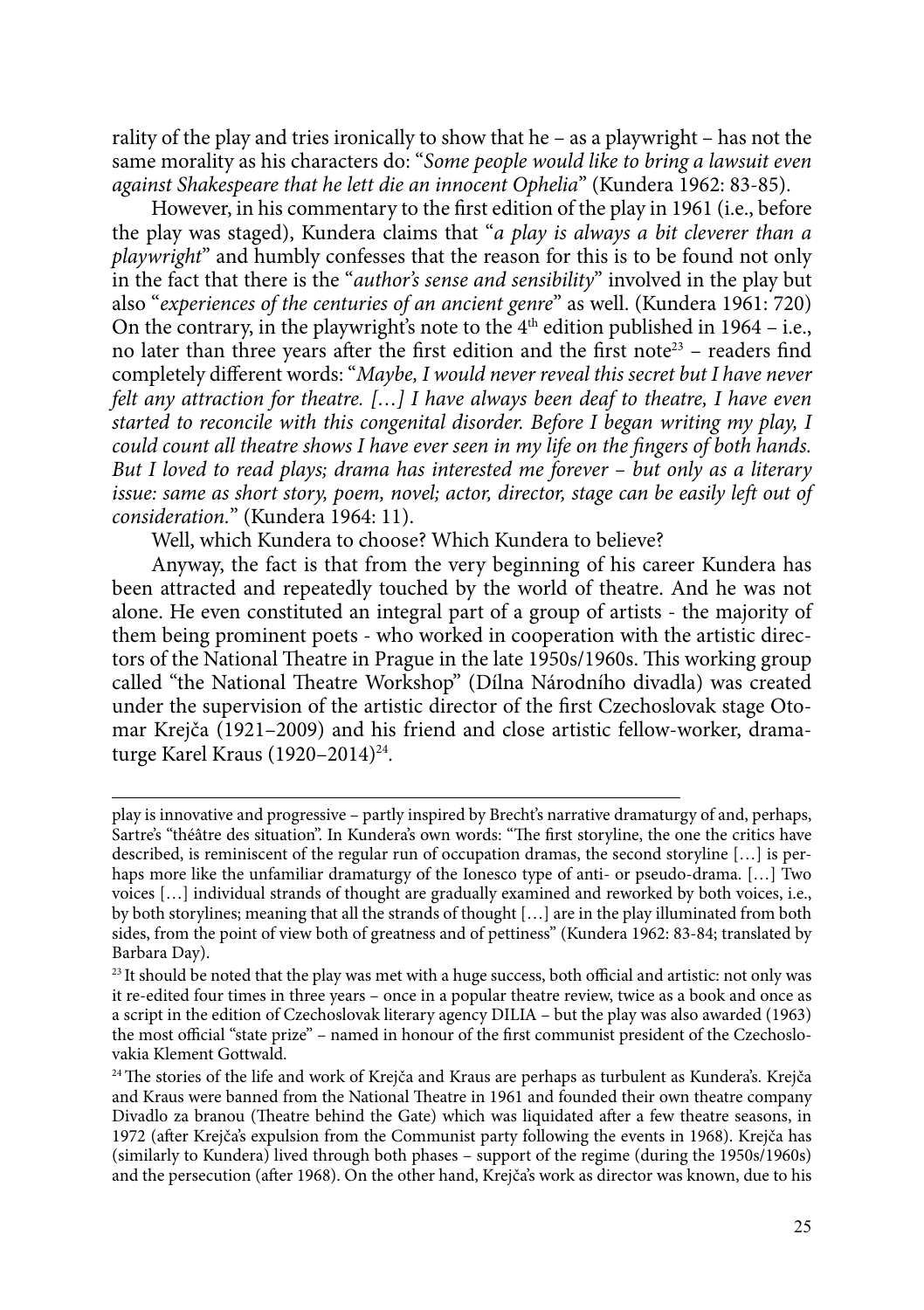rality of the play and tries ironically to show that he – as a playwright – has not the same morality as his characters do: "*Some people would like to bring a lawsuit even against Shakespeare that he lett die an innocent Ophelia*" (Kundera 1962: 83-85).

However, in his commentary to the first edition of the play in 1961 (i.e., before the play was staged), Kundera claims that "*a play is always a bit cleverer than a playwright*" and humbly confesses that the reason for this is to be found not only in the fact that there is the "*author's sense and sensibility*" involved in the play but also "*experiences of the centuries of an ancient genre*" as well. (Kundera 1961: 720) On the contrary, in the playwright's note to the 4th edition published in 1964 – i.e., no later than three years after the first edition and the first note[23] – readers find completely different words: "*Maybe, I would never reveal this secret but I have never felt any attraction for theatre. […] I have always been deaf to theatre, I have even started to reconcile with this congenital disorder. Before I began writing my play, I could count all theatre shows I have ever seen in my life on the fingers of both hands. But I loved to read plays; drama has interested me forever – but only as a literary issue: same as short story, poem, novel; actor, director, stage can be easily left out of consideration.*" (Kundera 1964: 11).

Well, which Kundera to choose? Which Kundera to believe?

Anyway, the fact is that from the very beginning of his career Kundera has been attracted and repeatedly touched by the world of theatre. And he was not alone. He even constituted an integral part of a group of artists - the majority of them being prominent poets - who worked in cooperation with the artistic directors of the National Theatre in Prague in the late 1950s/1960s. This working group called "the National Theatre Workshop" (Dílna Národního divadla) was created under the supervision of the artistic director of the first Czechoslovak stage Otomar Krejča (1921–2009) and his friend and close artistic fellow-worker, dramaturge Karel Kraus (1920–2014)[24].

---

play is innovative and progressive – partly inspired by Brecht's narrative dramaturgy of and, perhaps, Sartre's "théâtre des situation". In Kundera's own words: "The first storyline, the one the critics have described, is reminiscent of the regular run of occupation dramas, the second storyline […] is perhaps more like the unfamiliar dramaturgy of the Ionesco type of anti- or pseudo-drama. […] Two voices […] individual strands of thought are gradually examined and reworked by both voices, i.e., by both storylines; meaning that all the strands of thought […] are in the play illuminated from both sides, from the point of view both of greatness and of pettiness" (Kundera 1962: 83-84; translated by Barbara Day).

[23] It should be noted that the play was met with a huge success, both official and artistic: not only was it re-edited four times in three years – once in a popular theatre review, twice as a book and once as a script in the edition of Czechoslovak literary agency DILIA – but the play was also awarded (1963) the most official "state prize" – named in honour of the first communist president of the Czechoslovakia Klement Gottwald.

[24] The stories of the life and work of Krejča and Kraus are perhaps as turbulent as Kundera's. Krejča and Kraus were banned from the National Theatre in 1961 and founded their own theatre company Divadlo za branou (Theatre behind the Gate) which was liquidated after a few theatre seasons, in 1972 (after Krejča's expulsion from the Communist party following the events in 1968). Krejča has (similarly to Kundera) lived through both phases – support of the regime (during the 1950s/1960s) and the persecution (after 1968). On the other hand, Krejča's work as director was known, due to his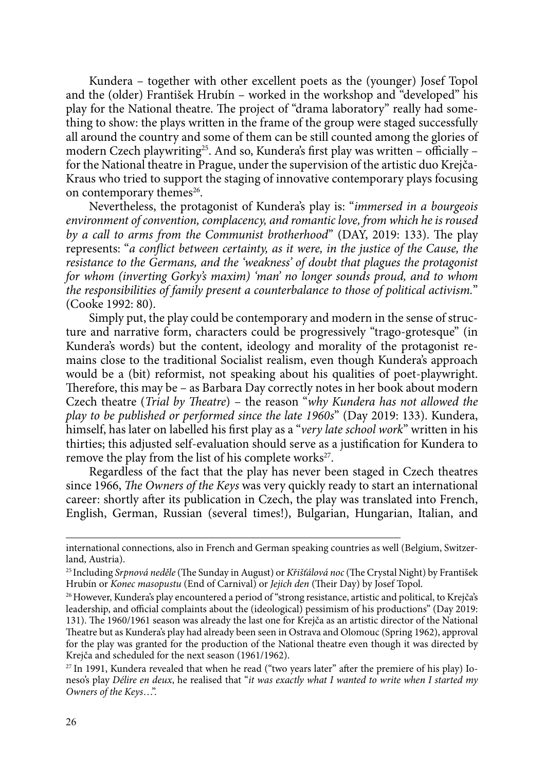Kundera – together with other excellent poets as the (younger) Josef Topol and the (older) František Hrubín – worked in the workshop and "developed" his play for the National theatre. The project of "drama laboratory" really had something to show: the plays written in the frame of the group were staged successfully all around the country and some of them can be still counted among the glories of modern Czech playwriting[25]. And so, Kundera's first play was written – officially – for the National theatre in Prague, under the supervision of the artistic duo Krejča-Kraus who tried to support the staging of innovative contemporary plays focusing on contemporary themes[26].

Nevertheless, the protagonist of Kundera's play is: "*immersed in a bourgeois environment of convention, complacency, and romantic love, from which he is roused by a call to arms from the Communist brotherhood*" (DAY, 2019: 133). The play represents: "*a conflict between certainty, as it were, in the justice of the Cause, the resistance to the Germans, and the 'weakness' of doubt that plagues the protagonist for whom (inverting Gorky's maxim) 'man' no longer sounds proud, and to whom the responsibilities of family present a counterbalance to those of political activism.*" (Cooke 1992: 80).

Simply put, the play could be contemporary and modern in the sense of structure and narrative form, characters could be progressively "trago-grotesque" (in Kundera's words) but the content, ideology and morality of the protagonist remains close to the traditional Socialist realism, even though Kundera's approach would be a (bit) reformist, not speaking about his qualities of poet-playwright. Therefore, this may be – as Barbara Day correctly notes in her book about modern Czech theatre (*Trial by Theatre*) – the reason "*why Kundera has not allowed the play to be published or performed since the late 1960s*" (Day 2019: 133). Kundera, himself, has later on labelled his first play as a "*very late school work*" written in his thirties; this adjusted self-evaluation should serve as a justification for Kundera to remove the play from the list of his complete works[27].

Regardless of the fact that the play has never been staged in Czech theatres since 1966, *The Owners of the Keys* was very quickly ready to start an international career: shortly after its publication in Czech, the play was translated into French, English, German, Russian (several times!), Bulgarian, Hungarian, Italian, and

---

international connections, also in French and German speaking countries as well (Belgium, Switzerland, Austria).

[25] Including *Srpnová neděle* (The Sunday in August) or *Křišťálová noc* (The Crystal Night) by František Hrubín or *Konec masopustu* (End of Carnival) or *Jejich den* (Their Day) by Josef Topol.

[26] However, Kundera's play encountered a period of "strong resistance, artistic and political, to Krejča's leadership, and official complaints about the (ideological) pessimism of his productions" (Day 2019: 131). The 1960/1961 season was already the last one for Krejča as an artistic director of the National Theatre but as Kundera's play had already been seen in Ostrava and Olomouc (Spring 1962), approval for the play was granted for the production of the National theatre even though it was directed by Krejča and scheduled for the next season (1961/1962).

[27] In 1991, Kundera revealed that when he read ("two years later" after the premiere of his play) Ioneso's play *Délire en deux*, he realised that "*it was exactly what I wanted to write when I started my Owners of the Keys*…".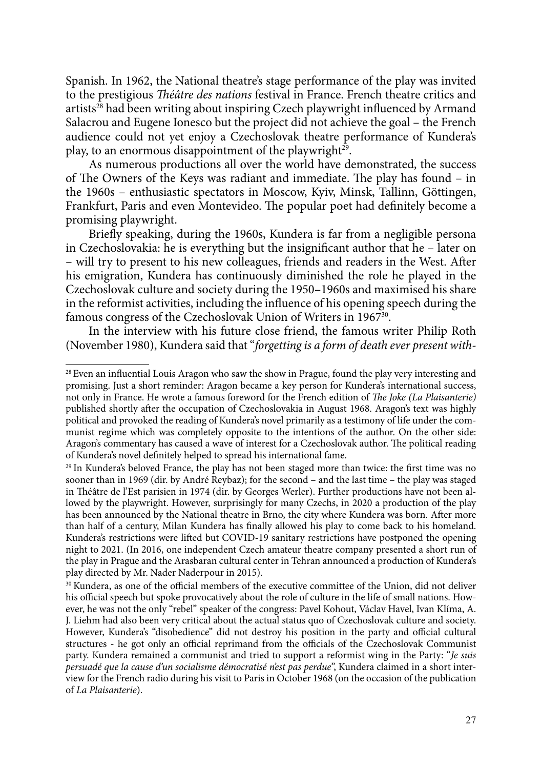Spanish. In 1962, the National theatre's stage performance of the play was invited to the prestigious *Théâtre des nations* festival in France. French theatre critics and artists[28] had been writing about inspiring Czech playwright influenced by Armand Salacrou and Eugene Ionesco but the project did not achieve the goal – the French audience could not yet enjoy a Czechoslovak theatre performance of Kundera's play, to an enormous disappointment of the playwright[29].

As numerous productions all over the world have demonstrated, the success of The Owners of the Keys was radiant and immediate. The play has found – in the 1960s – enthusiastic spectators in Moscow, Kyiv, Minsk, Tallinn, Göttingen, Frankfurt, Paris and even Montevideo. The popular poet had definitely become a promising playwright.

Briefly speaking, during the 1960s, Kundera is far from a negligible persona in Czechoslovakia: he is everything but the insignificant author that he – later on – will try to present to his new colleagues, friends and readers in the West. After his emigration, Kundera has continuously diminished the role he played in the Czechoslovak culture and society during the 1950–1960s and maximised his share in the reformist activities, including the influence of his opening speech during the famous congress of the Czechoslovak Union of Writers in 1967[30].

In the interview with his future close friend, the famous writer Philip Roth (November 1980), Kundera said that "*forgetting is a form of death ever present with-*

---

[28] Even an influential Louis Aragon who saw the show in Prague, found the play very interesting and promising. Just a short reminder: Aragon became a key person for Kundera's international success, not only in France. He wrote a famous foreword for the French edition of *The Joke (La Plaisanterie)* published shortly after the occupation of Czechoslovakia in August 1968. Aragon's text was highly political and provoked the reading of Kundera's novel primarily as a testimony of life under the communist regime which was completely opposite to the intentions of the author. On the other side: Aragon's commentary has caused a wave of interest for a Czechoslovak author. The political reading of Kundera's novel definitely helped to spread his international fame.

[29] In Kundera's beloved France, the play has not been staged more than twice: the first time was no sooner than in 1969 (dir. by André Reybaz); for the second – and the last time – the play was staged in Théâtre de l'Est parisien in 1974 (dir. by Georges Werler). Further productions have not been allowed by the playwright. However, surprisingly for many Czechs, in 2020 a production of the play has been announced by the National theatre in Brno, the city where Kundera was born. After more than half of a century, Milan Kundera has finally allowed his play to come back to his homeland. Kundera's restrictions were lifted but COVID-19 sanitary restrictions have postponed the opening night to 2021. (In 2016, one independent Czech amateur theatre company presented a short run of the play in Prague and the Arasbaran cultural center in Tehran announced a production of Kundera's play directed by Mr. Nader Naderpour in 2015).

[30] Kundera, as one of the official members of the executive committee of the Union, did not deliver his official speech but spoke provocatively about the role of culture in the life of small nations. However, he was not the only "rebel" speaker of the congress: Pavel Kohout, Václav Havel, Ivan Klíma, A. J. Liehm had also been very critical about the actual status quo of Czechoslovak culture and society. However, Kundera's "disobedience" did not destroy his position in the party and official cultural structures - he got only an official reprimand from the officials of the Czechoslovak Communist party. Kundera remained a communist and tried to support a reformist wing in the Party: "*Je suis persuadé que la cause d'un socialisme démocratisé n'est pas perdue*", Kundera claimed in a short interview for the French radio during his visit to Paris in October 1968 (on the occasion of the publication of *La Plaisanterie*).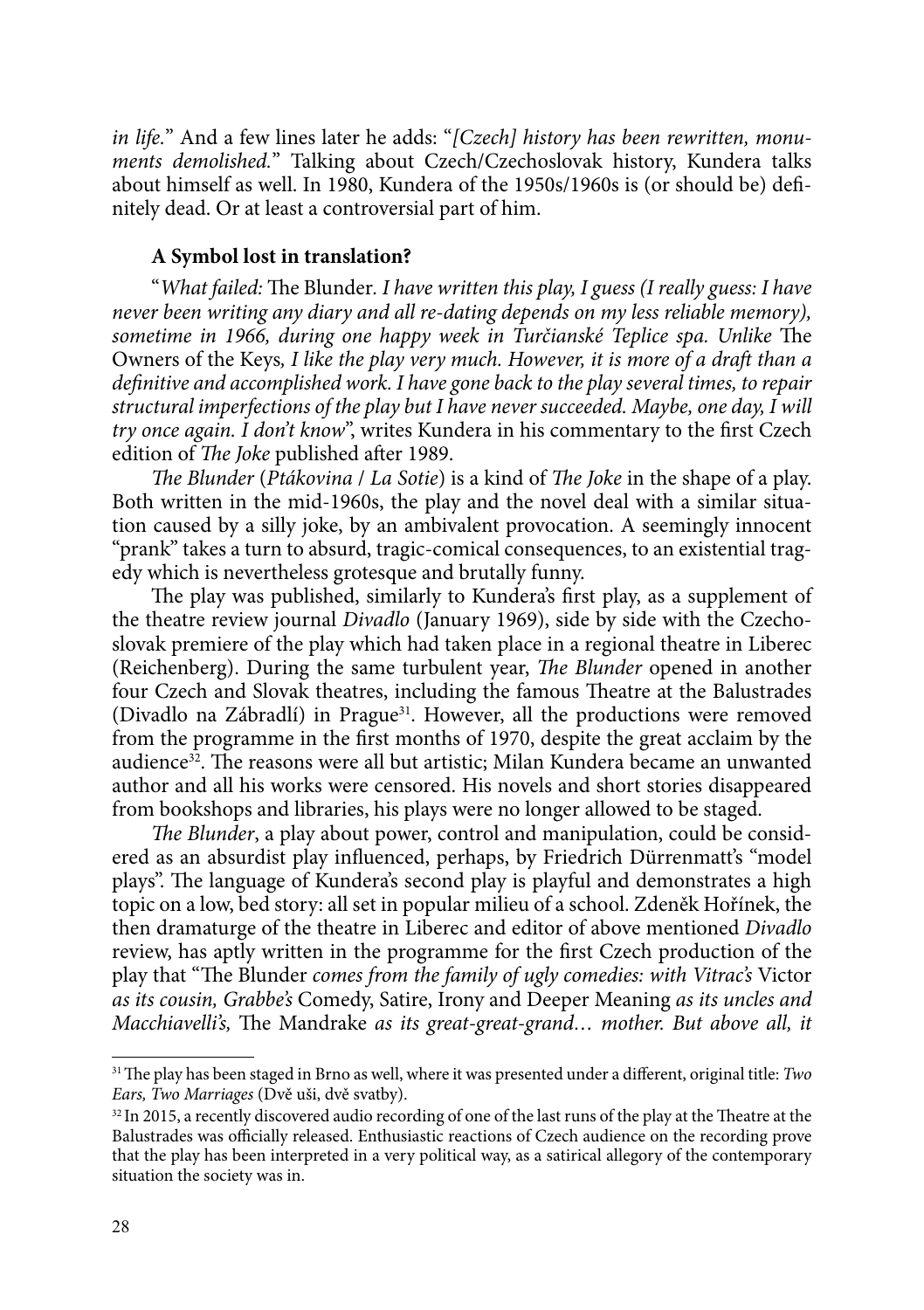*in life.*" And a few lines later he adds: "*[Czech] history has been rewritten, monuments demolished.*" Talking about Czech/Czechoslovak history, Kundera talks about himself as well. In 1980, Kundera of the 1950s/1960s is (or should be) definitely dead. Or at least a controversial part of him.

### A Symbol lost in translation?

"*What failed:* The Blunder*. I have written this play, I guess (I really guess: I have never been writing any diary and all re-dating depends on my less reliable memory), sometime in 1966, during one happy week in Turčianské Teplice spa. Unlike* The Owners of the Keys*, I like the play very much. However, it is more of a draft than a definitive and accomplished work. I have gone back to the play several times, to repair structural imperfections of the play but I have never succeeded. Maybe, one day, I will try once again. I don't know*", writes Kundera in his commentary to the first Czech edition of *The Joke* published after 1989.

*The Blunder* (*Ptákovina* / *La Sotie*) is a kind of *The Joke* in the shape of a play. Both written in the mid-1960s, the play and the novel deal with a similar situation caused by a silly joke, by an ambivalent provocation. A seemingly innocent "prank" takes a turn to absurd, tragic-comical consequences, to an existential tragedy which is nevertheless grotesque and brutally funny.

The play was published, similarly to Kundera's first play, as a supplement of the theatre review journal *Divadlo* (January 1969), side by side with the Czechoslovak premiere of the play which had taken place in a regional theatre in Liberec (Reichenberg). During the same turbulent year, *The Blunder* opened in another four Czech and Slovak theatres, including the famous Theatre at the Balustrades (Divadlo na Zábradlí) in Prague[31]. However, all the productions were removed from the programme in the first months of 1970, despite the great acclaim by the audience[32]. The reasons were all but artistic; Milan Kundera became an unwanted author and all his works were censored. His novels and short stories disappeared from bookshops and libraries, his plays were no longer allowed to be staged.

*The Blunder*, a play about power, control and manipulation, could be considered as an absurdist play influenced, perhaps, by Friedrich Dürrenmatt's "model plays". The language of Kundera's second play is playful and demonstrates a high topic on a low, bed story: all set in popular milieu of a school. Zdeněk Hořínek, the then dramaturge of the theatre in Liberec and editor of above mentioned *Divadlo* review, has aptly written in the programme for the first Czech production of the play that "The Blunder *comes from the family of ugly comedies: with Vitrac's* Victor *as its cousin, Grabbe's* Comedy, Satire, Irony and Deeper Meaning *as its uncles and Macchiavelli's,* The Mandrake *as its great-great-grand… mother. But above all, it*

---

[31] The play has been staged in Brno as well, where it was presented under a different, original title: *Two Ears, Two Marriages* (Dvě uši, dvě svatby).

[32] In 2015, a recently discovered audio recording of one of the last runs of the play at the Theatre at the Balustrades was officially released. Enthusiastic reactions of Czech audience on the recording prove that the play has been interpreted in a very political way, as a satirical allegory of the contemporary situation the society was in.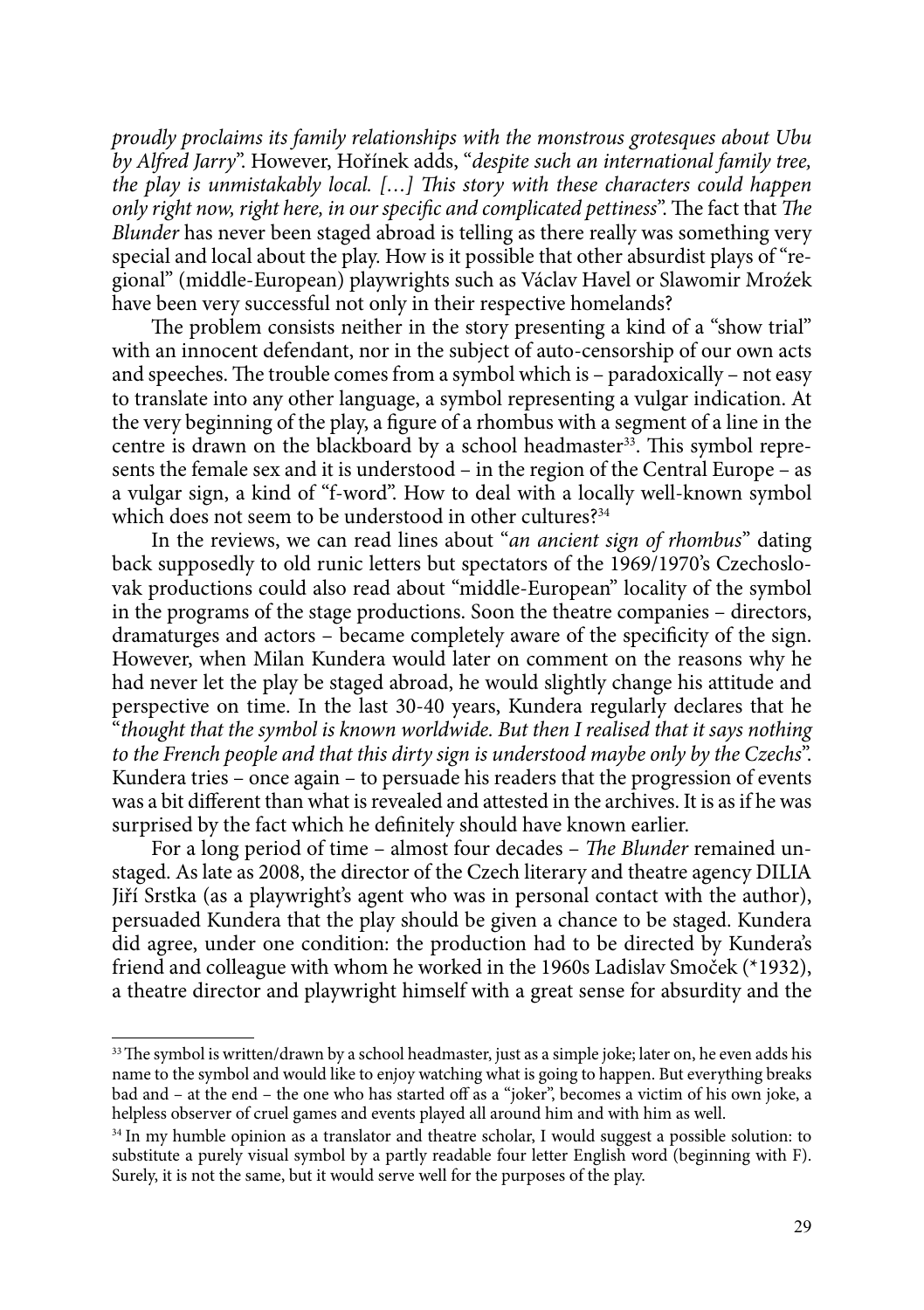*proudly proclaims its family relationships with the monstrous grotesques about Ubu by Alfred Jarry*". However, Hořínek adds, "*despite such an international family tree, the play is unmistakably local. […] This story with these characters could happen only right now, right here, in our specific and complicated pettiness*". The fact that *The Blunder* has never been staged abroad is telling as there really was something very special and local about the play. How is it possible that other absurdist plays of "regional" (middle-European) playwrights such as Václav Havel or Slawomir Mroźek have been very successful not only in their respective homelands?

The problem consists neither in the story presenting a kind of a "show trial" with an innocent defendant, nor in the subject of auto-censorship of our own acts and speeches. The trouble comes from a symbol which is – paradoxically – not easy to translate into any other language, a symbol representing a vulgar indication. At the very beginning of the play, a figure of a rhombus with a segment of a line in the centre is drawn on the blackboard by a school headmaster[33]. This symbol represents the female sex and it is understood – in the region of the Central Europe – as a vulgar sign, a kind of "f-word". How to deal with a locally well-known symbol which does not seem to be understood in other cultures?[34]

In the reviews, we can read lines about "*an ancient sign of rhombus*" dating back supposedly to old runic letters but spectators of the 1969/1970's Czechoslovak productions could also read about "middle-European" locality of the symbol in the programs of the stage productions. Soon the theatre companies – directors, dramaturges and actors – became completely aware of the specificity of the sign. However, when Milan Kundera would later on comment on the reasons why he had never let the play be staged abroad, he would slightly change his attitude and perspective on time. In the last 30-40 years, Kundera regularly declares that he "*thought that the symbol is known worldwide. But then I realised that it says nothing to the French people and that this dirty sign is understood maybe only by the Czechs*". Kundera tries – once again – to persuade his readers that the progression of events was a bit different than what is revealed and attested in the archives. It is as if he was surprised by the fact which he definitely should have known earlier.

For a long period of time – almost four decades – *The Blunder* remained unstaged. As late as 2008, the director of the Czech literary and theatre agency DILIA Jiří Srstka (as a playwright's agent who was in personal contact with the author), persuaded Kundera that the play should be given a chance to be staged. Kundera did agree, under one condition: the production had to be directed by Kundera's friend and colleague with whom he worked in the 1960s Ladislav Smoček (*1932), a theatre director and playwright himself with a great sense for absurdity and the

---

[33] The symbol is written/drawn by a school headmaster, just as a simple joke; later on, he even adds his name to the symbol and would like to enjoy watching what is going to happen. But everything breaks bad and – at the end – the one who has started off as a "joker", becomes a victim of his own joke, a helpless observer of cruel games and events played all around him and with him as well.

[34] In my humble opinion as a translator and theatre scholar, I would suggest a possible solution: to substitute a purely visual symbol by a partly readable four letter English word (beginning with F). Surely, it is not the same, but it would serve well for the purposes of the play.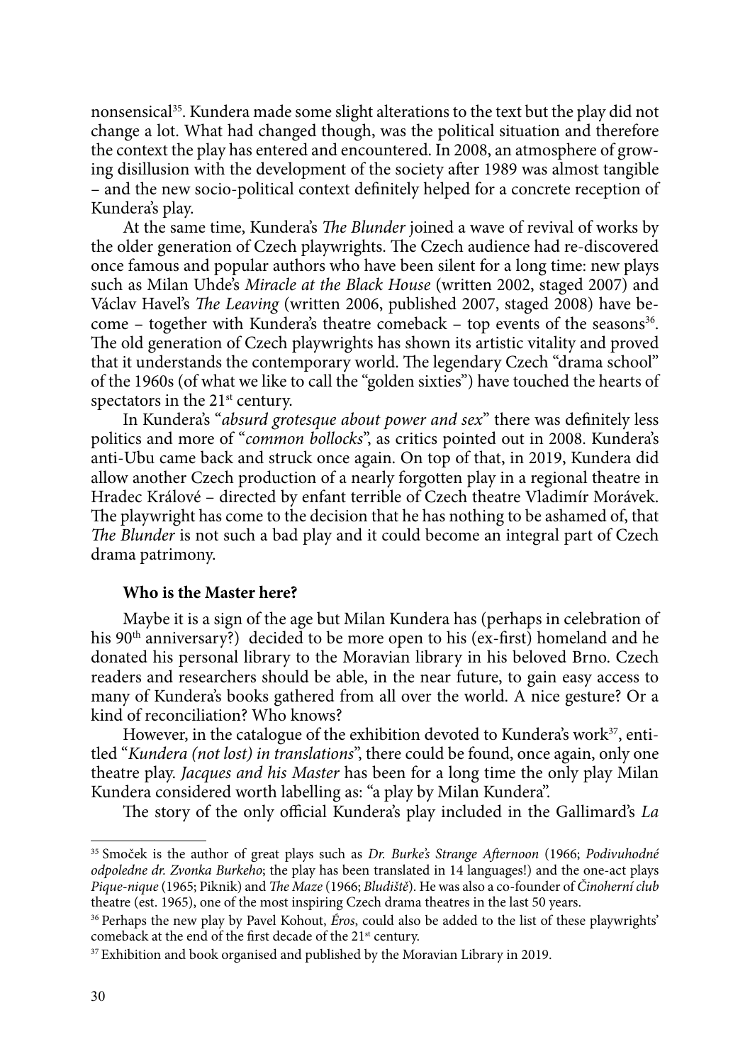nonsensical[35]. Kundera made some slight alterations to the text but the play did not change a lot. What had changed though, was the political situation and therefore the context the play has entered and encountered. In 2008, an atmosphere of growing disillusion with the development of the society after 1989 was almost tangible – and the new socio-political context definitely helped for a concrete reception of Kundera's play.

At the same time, Kundera's *The Blunder* joined a wave of revival of works by the older generation of Czech playwrights. The Czech audience had re-discovered once famous and popular authors who have been silent for a long time: new plays such as Milan Uhde's *Miracle at the Black House* (written 2002, staged 2007) and Václav Havel's *The Leaving* (written 2006, published 2007, staged 2008) have become – together with Kundera's theatre comeback – top events of the seasons[36]. The old generation of Czech playwrights has shown its artistic vitality and proved that it understands the contemporary world. The legendary Czech "drama school" of the 1960s (of what we like to call the "golden sixties") have touched the hearts of spectators in the 21st century.

In Kundera's "*absurd grotesque about power and sex*" there was definitely less politics and more of "*common bollocks*", as critics pointed out in 2008. Kundera's anti-Ubu came back and struck once again. On top of that, in 2019, Kundera did allow another Czech production of a nearly forgotten play in a regional theatre in Hradec Králové – directed by enfant terrible of Czech theatre Vladimír Morávek. The playwright has come to the decision that he has nothing to be ashamed of, that *The Blunder* is not such a bad play and it could become an integral part of Czech drama patrimony.

**Who is the Master here?**

Maybe it is a sign of the age but Milan Kundera has (perhaps in celebration of his 90th anniversary?) decided to be more open to his (ex-first) homeland and he donated his personal library to the Moravian library in his beloved Brno. Czech readers and researchers should be able, in the near future, to gain easy access to many of Kundera's books gathered from all over the world. A nice gesture? Or a kind of reconciliation? Who knows?

However, in the catalogue of the exhibition devoted to Kundera's work[37], entitled "*Kundera (not lost) in translations*", there could be found, once again, only one theatre play. *Jacques and his Master* has been for a long time the only play Milan Kundera considered worth labelling as: "a play by Milan Kundera".

The story of the only official Kundera's play included in the Gallimard's *La*

---

[35] Smoček is the author of great plays such as *Dr. Burke's Strange Afternoon* (1966; *Podivuhodné odpoledne dr. Zvonka Burkeho*; the play has been translated in 14 languages!) and the one-act plays *Pique-nique* (1965; Piknik) and *The Maze* (1966; *Bludiště*). He was also a co-founder of *Činoherní club* theatre (est. 1965), one of the most inspiring Czech drama theatres in the last 50 years.

[36] Perhaps the new play by Pavel Kohout, *Éros*, could also be added to the list of these playwrights' comeback at the end of the first decade of the 21st century.

[37] Exhibition and book organised and published by the Moravian Library in 2019.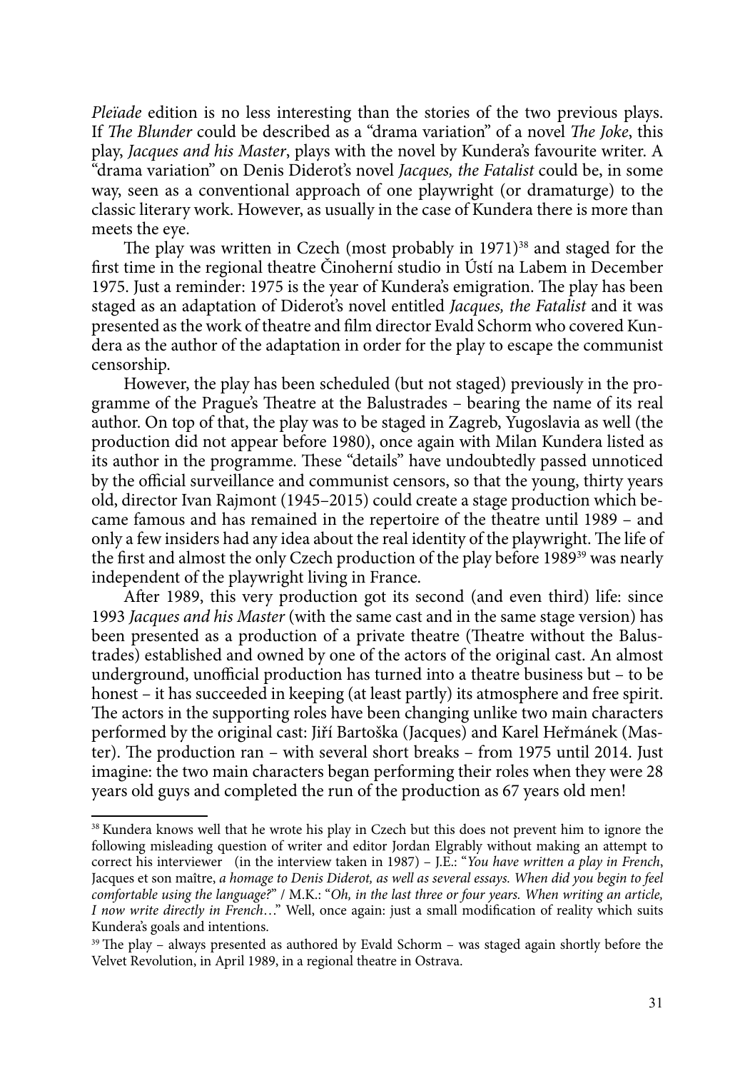*Pleïade* edition is no less interesting than the stories of the two previous plays. If *The Blunder* could be described as a "drama variation" of a novel *The Joke*, this play, *Jacques and his Master*, plays with the novel by Kundera's favourite writer. A "drama variation" on Denis Diderot's novel *Jacques, the Fatalist* could be, in some way, seen as a conventional approach of one playwright (or dramaturge) to the classic literary work. However, as usually in the case of Kundera there is more than meets the eye.

The play was written in Czech (most probably in 1971)[38] and staged for the first time in the regional theatre Činoherní studio in Ústí na Labem in December 1975. Just a reminder: 1975 is the year of Kundera's emigration. The play has been staged as an adaptation of Diderot's novel entitled *Jacques, the Fatalist* and it was presented as the work of theatre and film director Evald Schorm who covered Kundera as the author of the adaptation in order for the play to escape the communist censorship.

However, the play has been scheduled (but not staged) previously in the programme of the Prague's Theatre at the Balustrades – bearing the name of its real author. On top of that, the play was to be staged in Zagreb, Yugoslavia as well (the production did not appear before 1980), once again with Milan Kundera listed as its author in the programme. These "details" have undoubtedly passed unnoticed by the official surveillance and communist censors, so that the young, thirty years old, director Ivan Rajmont (1945–2015) could create a stage production which became famous and has remained in the repertoire of the theatre until 1989 – and only a few insiders had any idea about the real identity of the playwright. The life of the first and almost the only Czech production of the play before 1989[39] was nearly independent of the playwright living in France.

After 1989, this very production got its second (and even third) life: since 1993 *Jacques and his Master* (with the same cast and in the same stage version) has been presented as a production of a private theatre (Theatre without the Balustrades) established and owned by one of the actors of the original cast. An almost underground, unofficial production has turned into a theatre business but – to be honest – it has succeeded in keeping (at least partly) its atmosphere and free spirit. The actors in the supporting roles have been changing unlike two main characters performed by the original cast: Jiří Bartoška (Jacques) and Karel Heřmánek (Master). The production ran – with several short breaks – from 1975 until 2014. Just imagine: the two main characters began performing their roles when they were 28 years old guys and completed the run of the production as 67 years old men!

---

[38] Kundera knows well that he wrote his play in Czech but this does not prevent him to ignore the following misleading question of writer and editor Jordan Elgrably without making an attempt to correct his interviewer (in the interview taken in 1987) – J.E.: "*You have written a play in French*, Jacques et son maître, *a homage to Denis Diderot, as well as several essays. When did you begin to feel comfortable using the language?*" / M.K.: "*Oh, in the last three or four years. When writing an article, I now write directly in French*…" Well, once again: just a small modification of reality which suits Kundera's goals and intentions.

[39] The play – always presented as authored by Evald Schorm – was staged again shortly before the Velvet Revolution, in April 1989, in a regional theatre in Ostrava.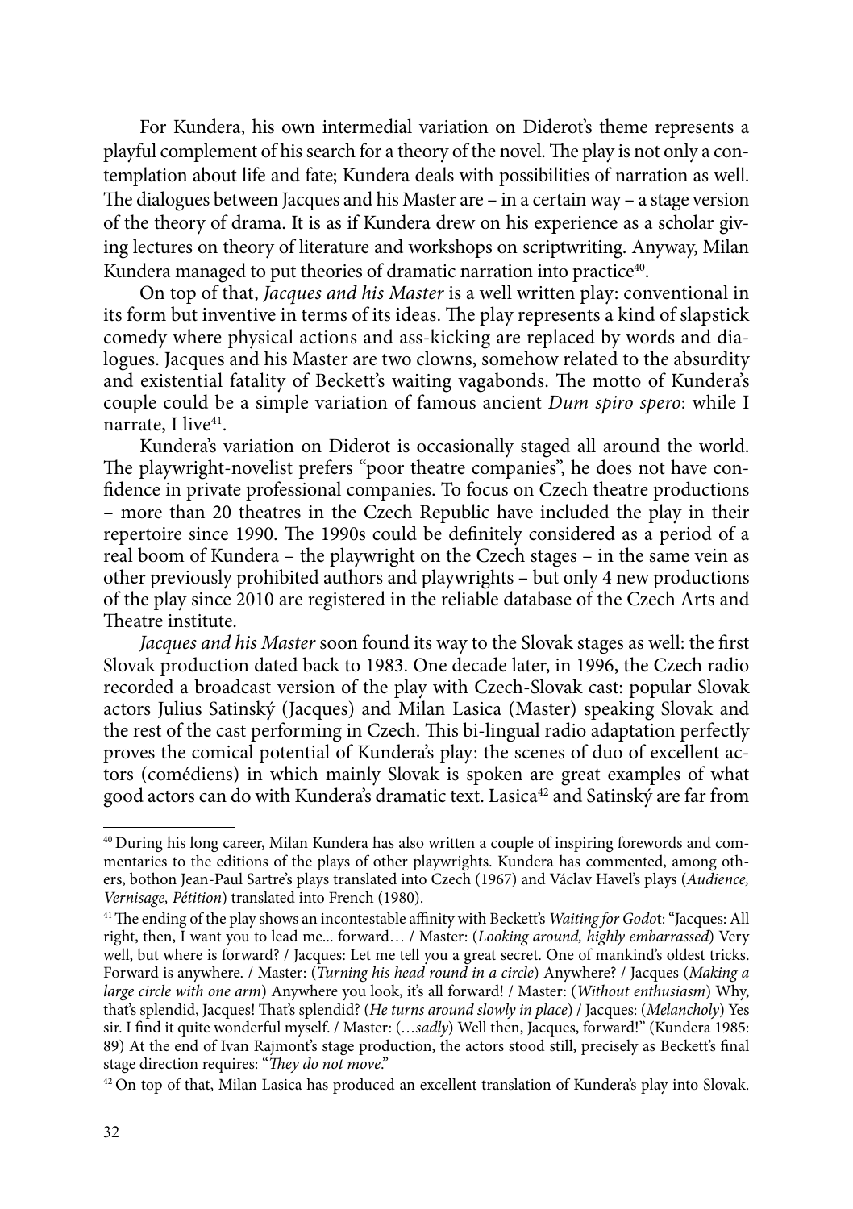For Kundera, his own intermedial variation on Diderot's theme represents a playful complement of his search for a theory of the novel. The play is not only a contemplation about life and fate; Kundera deals with possibilities of narration as well. The dialogues between Jacques and his Master are – in a certain way – a stage version of the theory of drama. It is as if Kundera drew on his experience as a scholar giving lectures on theory of literature and workshops on scriptwriting. Anyway, Milan Kundera managed to put theories of dramatic narration into practice[40].

On top of that, *Jacques and his Master* is a well written play: conventional in its form but inventive in terms of its ideas. The play represents a kind of slapstick comedy where physical actions and ass-kicking are replaced by words and dialogues. Jacques and his Master are two clowns, somehow related to the absurdity and existential fatality of Beckett's waiting vagabonds. The motto of Kundera's couple could be a simple variation of famous ancient *Dum spiro spero*: while I narrate, I live[41].

Kundera's variation on Diderot is occasionally staged all around the world. The playwright-novelist prefers "poor theatre companies", he does not have confidence in private professional companies. To focus on Czech theatre productions – more than 20 theatres in the Czech Republic have included the play in their repertoire since 1990. The 1990s could be definitely considered as a period of a real boom of Kundera – the playwright on the Czech stages – in the same vein as other previously prohibited authors and playwrights – but only 4 new productions of the play since 2010 are registered in the reliable database of the Czech Arts and Theatre institute.

*Jacques and his Master* soon found its way to the Slovak stages as well: the first Slovak production dated back to 1983. One decade later, in 1996, the Czech radio recorded a broadcast version of the play with Czech-Slovak cast: popular Slovak actors Julius Satinský (Jacques) and Milan Lasica (Master) speaking Slovak and the rest of the cast performing in Czech. This bi-lingual radio adaptation perfectly proves the comical potential of Kundera's play: the scenes of duo of excellent actors (comédiens) in which mainly Slovak is spoken are great examples of what good actors can do with Kundera's dramatic text. Lasica[42] and Satinský are far from

---

[40] During his long career, Milan Kundera has also written a couple of inspiring forewords and commentaries to the editions of the plays of other playwrights. Kundera has commented, among others, bothon Jean-Paul Sartre's plays translated into Czech (1967) and Václav Havel's plays (*Audience, Vernisage, Pétition*) translated into French (1980).

[41] The ending of the play shows an incontestable affinity with Beckett's *Waiting for Godo*t: "Jacques: All right, then, I want you to lead me... forward… / Master: (*Looking around, highly embarrassed*) Very well, but where is forward? / Jacques: Let me tell you a great secret. One of mankind's oldest tricks. Forward is anywhere. / Master: (*Turning his head round in a circle*) Anywhere? / Jacques (*Making a large circle with one arm*) Anywhere you look, it's all forward! / Master: (*Without enthusiasm*) Why, that's splendid, Jacques! That's splendid? (*He turns around slowly in place*) / Jacques: (*Melancholy*) Yes sir. I find it quite wonderful myself. / Master: (*…sadly*) Well then, Jacques, forward!" (Kundera 1985: 89) At the end of Ivan Rajmont's stage production, the actors stood still, precisely as Beckett's final stage direction requires: "*They do not move*."

[42] On top of that, Milan Lasica has produced an excellent translation of Kundera's play into Slovak.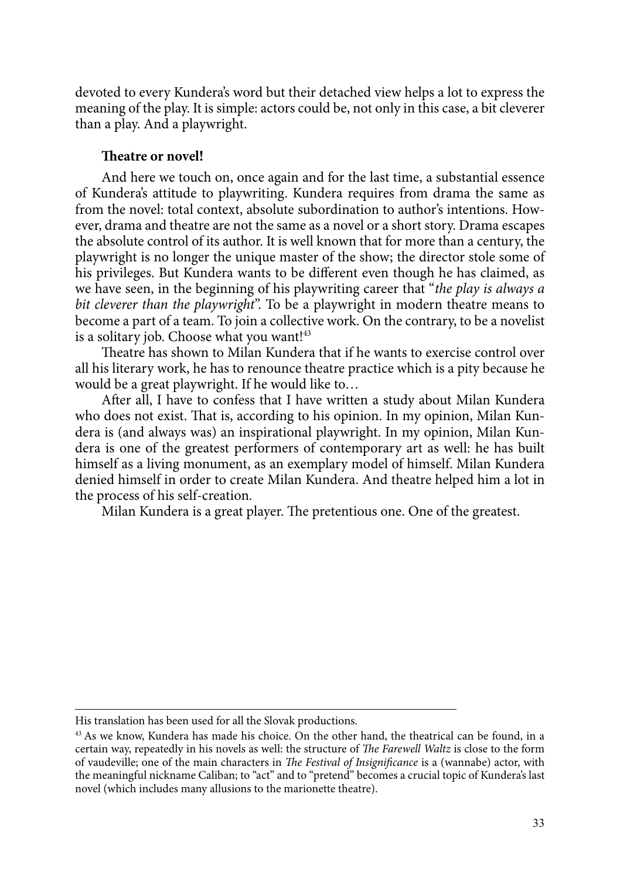devoted to every Kundera's word but their detached view helps a lot to express the meaning of the play. It is simple: actors could be, not only in this case, a bit cleverer than a play. And a playwright.

**Theatre or novel!**

And here we touch on, once again and for the last time, a substantial essence of Kundera's attitude to playwriting. Kundera requires from drama the same as from the novel: total context, absolute subordination to author's intentions. However, drama and theatre are not the same as a novel or a short story. Drama escapes the absolute control of its author. It is well known that for more than a century, the playwright is no longer the unique master of the show; the director stole some of his privileges. But Kundera wants to be different even though he has claimed, as we have seen, in the beginning of his playwriting career that "*the play is always a bit cleverer than the playwright*". To be a playwright in modern theatre means to become a part of a team. To join a collective work. On the contrary, to be a novelist is a solitary job. Choose what you want![43]

Theatre has shown to Milan Kundera that if he wants to exercise control over all his literary work, he has to renounce theatre practice which is a pity because he would be a great playwright. If he would like to…

After all, I have to confess that I have written a study about Milan Kundera who does not exist. That is, according to his opinion. In my opinion, Milan Kundera is (and always was) an inspirational playwright. In my opinion, Milan Kundera is one of the greatest performers of contemporary art as well: he has built himself as a living monument, as an exemplary model of himself. Milan Kundera denied himself in order to create Milan Kundera. And theatre helped him a lot in the process of his self-creation.

Milan Kundera is a great player. The pretentious one. One of the greatest.

---

His translation has been used for all the Slovak productions.

[43] As we know, Kundera has made his choice. On the other hand, the theatrical can be found, in a certain way, repeatedly in his novels as well: the structure of *The Farewell Waltz* is close to the form of vaudeville; one of the main characters in *The Festival of Insignificance* is a (wannabe) actor, with the meaningful nickname Caliban; to "act" and to "pretend" becomes a crucial topic of Kundera's last novel (which includes many allusions to the marionette theatre).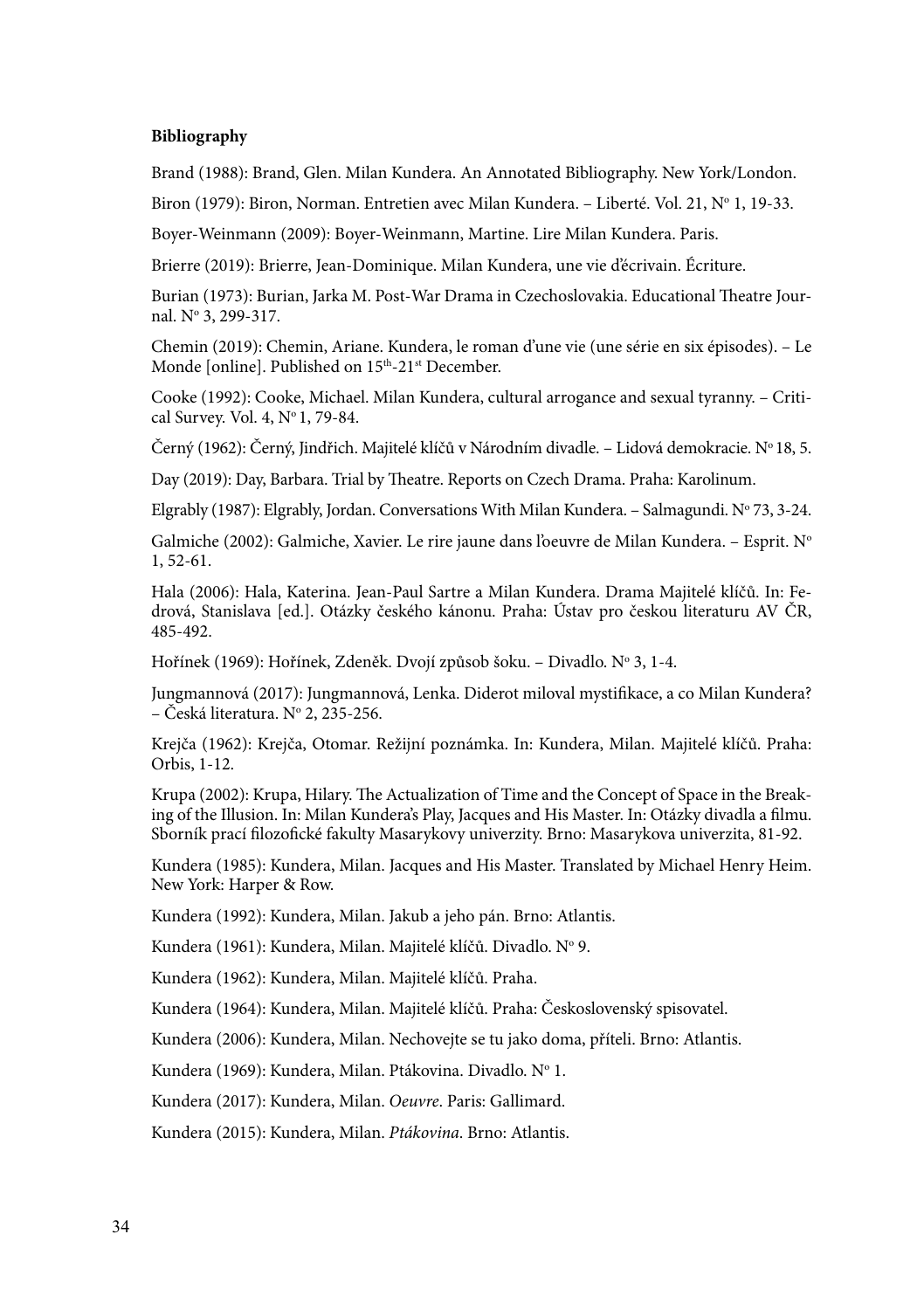**Bibliography**

Brand (1988): Brand, Glen. Milan Kundera. An Annotated Bibliography. New York/London.

Biron (1979): Biron, Norman. Entretien avec Milan Kundera. – Liberté. Vol. 21, Nº 1, 19-33.

Boyer-Weinmann (2009): Boyer-Weinmann, Martine. Lire Milan Kundera. Paris.

Brierre (2019): Brierre, Jean-Dominique. Milan Kundera, une vie d'écrivain. Écriture.

Burian (1973): Burian, Jarka M. Post-War Drama in Czechoslovakia. Educational Theatre Journal. Nº 3, 299-317.

Chemin (2019): Chemin, Ariane. Kundera, le roman d'une vie (une série en six épisodes). – Le Monde [online]. Published on 15th-21st December.

Cooke (1992): Cooke, Michael. Milan Kundera, cultural arrogance and sexual tyranny. – Critical Survey. Vol. 4, Nº 1, 79-84.

Černý (1962): Černý, Jindřich. Majitelé klíčů v Národním divadle. – Lidová demokracie. Nº 18, 5.

Day (2019): Day, Barbara. Trial by Theatre. Reports on Czech Drama. Praha: Karolinum.

Elgrably (1987): Elgrably, Jordan. Conversations With Milan Kundera. – Salmagundi. Nº 73, 3-24.

Galmiche (2002): Galmiche, Xavier. Le rire jaune dans l'oeuvre de Milan Kundera. – Esprit. Nº 1, 52-61.

Hala (2006): Hala, Katerina. Jean-Paul Sartre a Milan Kundera. Drama Majitelé klíčů. In: Fedrová, Stanislava [ed.]. Otázky českého kánonu. Praha: Ústav pro českou literaturu AV ČR, 485-492.

Hořínek (1969): Hořínek, Zdeněk. Dvojí způsob šoku. – Divadlo. Nº 3, 1-4.

Jungmannová (2017): Jungmannová, Lenka. Diderot miloval mystifikace, a co Milan Kundera? – Česká literatura. Nº 2, 235-256.

Krejča (1962): Krejča, Otomar. Režijní poznámka. In: Kundera, Milan. Majitelé klíčů. Praha: Orbis, 1-12.

Krupa (2002): Krupa, Hilary. The Actualization of Time and the Concept of Space in the Breaking of the Illusion. In: Milan Kundera's Play, Jacques and His Master. In: Otázky divadla a filmu. Sborník prací filozofické fakulty Masarykovy univerzity. Brno: Masarykova univerzita, 81-92.

Kundera (1985): Kundera, Milan. Jacques and His Master. Translated by Michael Henry Heim. New York: Harper & Row.

Kundera (1992): Kundera, Milan. Jakub a jeho pán. Brno: Atlantis.

Kundera (1961): Kundera, Milan. Majitelé klíčů. Divadlo. Nº 9.

Kundera (1962): Kundera, Milan. Majitelé klíčů. Praha.

Kundera (1964): Kundera, Milan. Majitelé klíčů. Praha: Československý spisovatel.

Kundera (2006): Kundera, Milan. Nechovejte se tu jako doma, příteli. Brno: Atlantis.

Kundera (1969): Kundera, Milan. Ptákovina. Divadlo. Nº 1.

Kundera (2017): Kundera, Milan. *Oeuvre*. Paris: Gallimard.

Kundera (2015): Kundera, Milan. *Ptákovina*. Brno: Atlantis.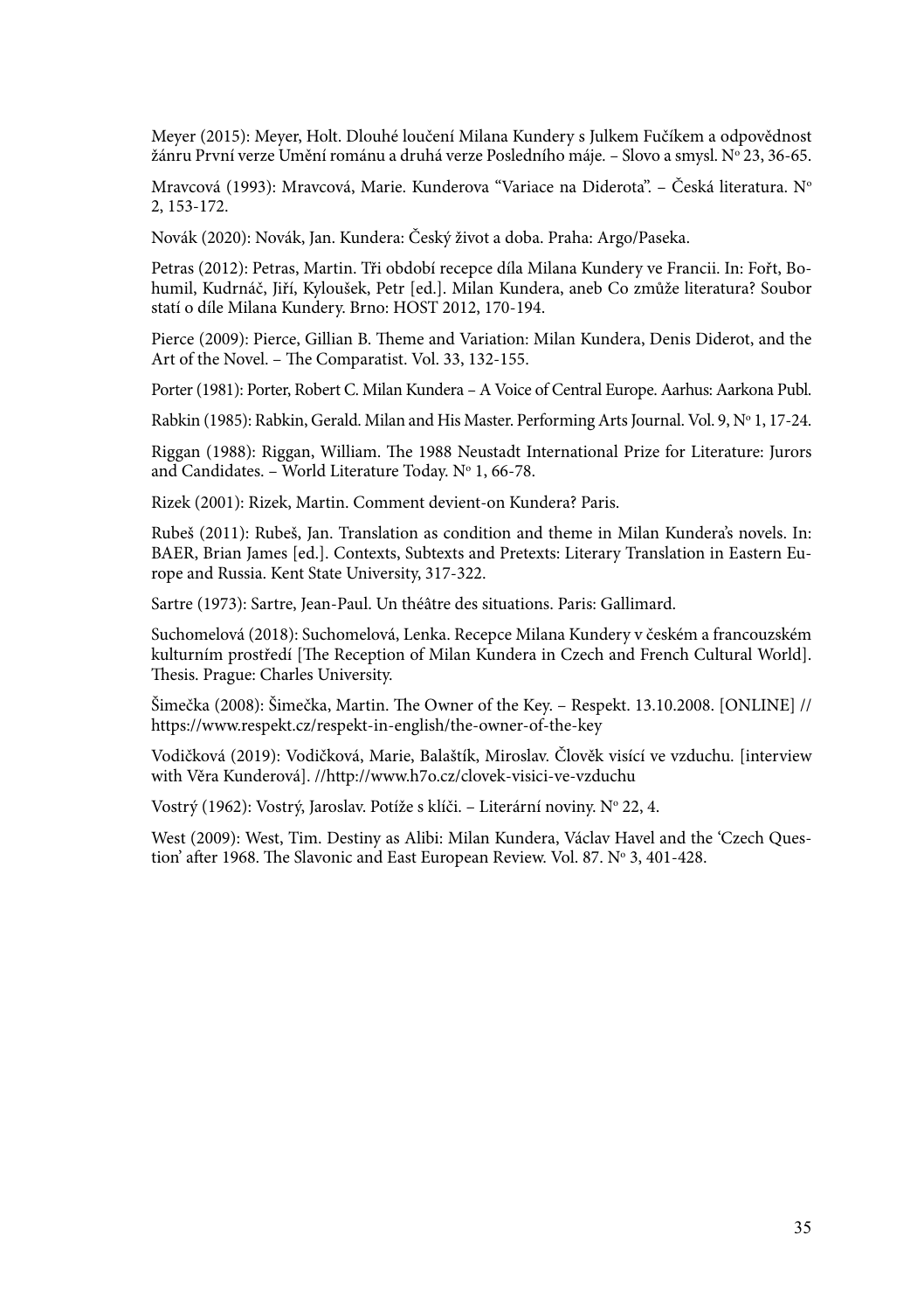Meyer (2015): Meyer, Holt. Dlouhé loučení Milana Kundery s Julkem Fučíkem a odpovědnost žánru První verze Umění románu a druhá verze Posledního máje. – Slovo a smysl. Nº 23, 36-65.

Mravcová (1993): Mravcová, Marie. Kunderova "Variace na Diderota". – Česká literatura. Nº 2, 153-172.

Novák (2020): Novák, Jan. Kundera: Český život a doba. Praha: Argo/Paseka.

Petras (2012): Petras, Martin. Tři období recepce díla Milana Kundery ve Francii. In: Fořt, Bohumil, Kudrnáč, Jiří, Kyloušek, Petr [ed.]. Milan Kundera, aneb Co zmůže literatura? Soubor statí o díle Milana Kundery. Brno: HOST 2012, 170-194.

Pierce (2009): Pierce, Gillian B. Theme and Variation: Milan Kundera, Denis Diderot, and the Art of the Novel. – The Comparatist. Vol. 33, 132-155.

Porter (1981): Porter, Robert C. Milan Kundera – A Voice of Central Europe. Aarhus: Aarkona Publ.

Rabkin (1985): Rabkin, Gerald. Milan and His Master. Performing Arts Journal. Vol. 9, Nº 1, 17-24.

Riggan (1988): Riggan, William. The 1988 Neustadt International Prize for Literature: Jurors and Candidates. – World Literature Today. Nº 1, 66-78.

Rizek (2001): Rizek, Martin. Comment devient-on Kundera? Paris.

Rubeš (2011): Rubeš, Jan. Translation as condition and theme in Milan Kundera's novels. In: BAER, Brian James [ed.]. Contexts, Subtexts and Pretexts: Literary Translation in Eastern Europe and Russia. Kent State University, 317-322.

Sartre (1973): Sartre, Jean-Paul. Un théâtre des situations. Paris: Gallimard.

Suchomelová (2018): Suchomelová, Lenka. Recepce Milana Kundery v českém a francouzském kulturním prostředí [The Reception of Milan Kundera in Czech and French Cultural World]. Thesis. Prague: Charles University.

Šimečka (2008): Šimečka, Martin. The Owner of the Key. – Respekt. 13.10.2008. [ONLINE] // https://www.respekt.cz/respekt-in-english/the-owner-of-the-key

Vodičková (2019): Vodičková, Marie, Balaštík, Miroslav. Člověk visící ve vzduchu. [interview with Věra Kunderová]. //http://www.h7o.cz/clovek-visici-ve-vzduchu

Vostrý (1962): Vostrý, Jaroslav. Potíže s klíči. – Literární noviny. Nº 22, 4.

West (2009): West, Tim. Destiny as Alibi: Milan Kundera, Václav Havel and the 'Czech Question' after 1968. The Slavonic and East European Review. Vol. 87. Nº 3, 401-428.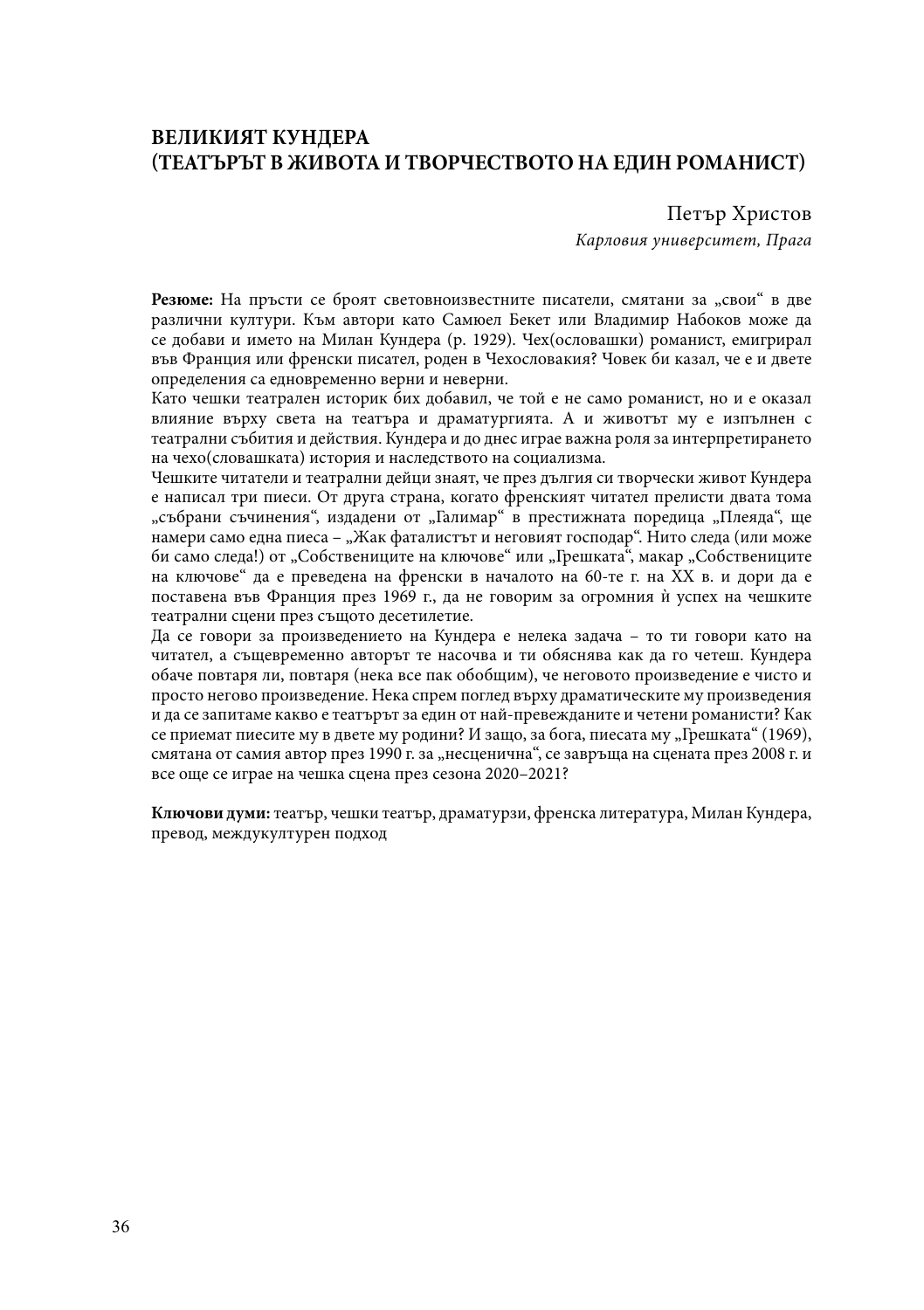# ВЕЛИКИЯТ КУНДЕРА
# (ТЕАТЪРЪТ В ЖИВОТА И ТВОРЧЕСТВОТО НА ЕДИН РОМАНИСТ)

Петър Христов

*Карловия университет, Прага*

**Резюме:** На пръсти се броят световноизвестните писатели, смятани за „свои" в две различни култури. Към автори като Самюел Бекет или Владимир Набоков може да се добави и името на Милан Кундера (р. 1929). Чех(ословашки) романист, емигрирал във Франция или френски писател, роден в Чехословакия? Човек би казал, че е и двете определения са едновременно верни и неверни.

Като чешки театрален историк бих добавил, че той е не само романист, но и е оказал влияние върху света на театъра и драматургията. А и животът му е изпълнен с театрални събития и действия. Кундера и до днес играе важна роля за интерпретирането на чехо(словашката) история и наследството на социализма.

Чешките читатели и театрални дейци знаят, че през дългия си творчески живот Кундера е написал три пиеси. От друга страна, когато френският читател прелисти двата тома „събрани съчинения", издадени от „Галимар" в престижната поредица „Плеяда", ще намери само една пиеса – „Жак фаталистът и неговият господар". Нито следа (или може би само следа!) от „Собствениците на ключове" или „Грешката", макар „Собствениците на ключове" да е преведена на френски в началото на 60-те г. на XX в. и дори да е поставена във Франция през 1969 г., да не говорим за огромния ѝ успех на чешките театрални сцени през същото десетилетие.

Да се говори за произведението на Кундера е нелека задача – то ти говори като на читател, а същевременно авторът те насочва и ти обяснява как да го четеш. Кундера обаче повтаря ли, повтаря (нека все пак обобщим), че неговото произведение е чисто и просто негово произведение. Нека спрем поглед върху драматическите му произведения и да се запитаме какво е театърът за един от най-превежданите и четени романисти? Как се приемат пиесите му в двете му родини? И защо, за бога, пиесата му „Грешката" (1969), смятана от самия автор през 1990 г. за „несценична", се завръща на сцената през 2008 г. и все още се играе на чешка сцена през сезона 2020–2021?

**Ключови думи:** театър, чешки театър, драматурзи, френска литература, Милан Кундера, превод, междукултурен подход